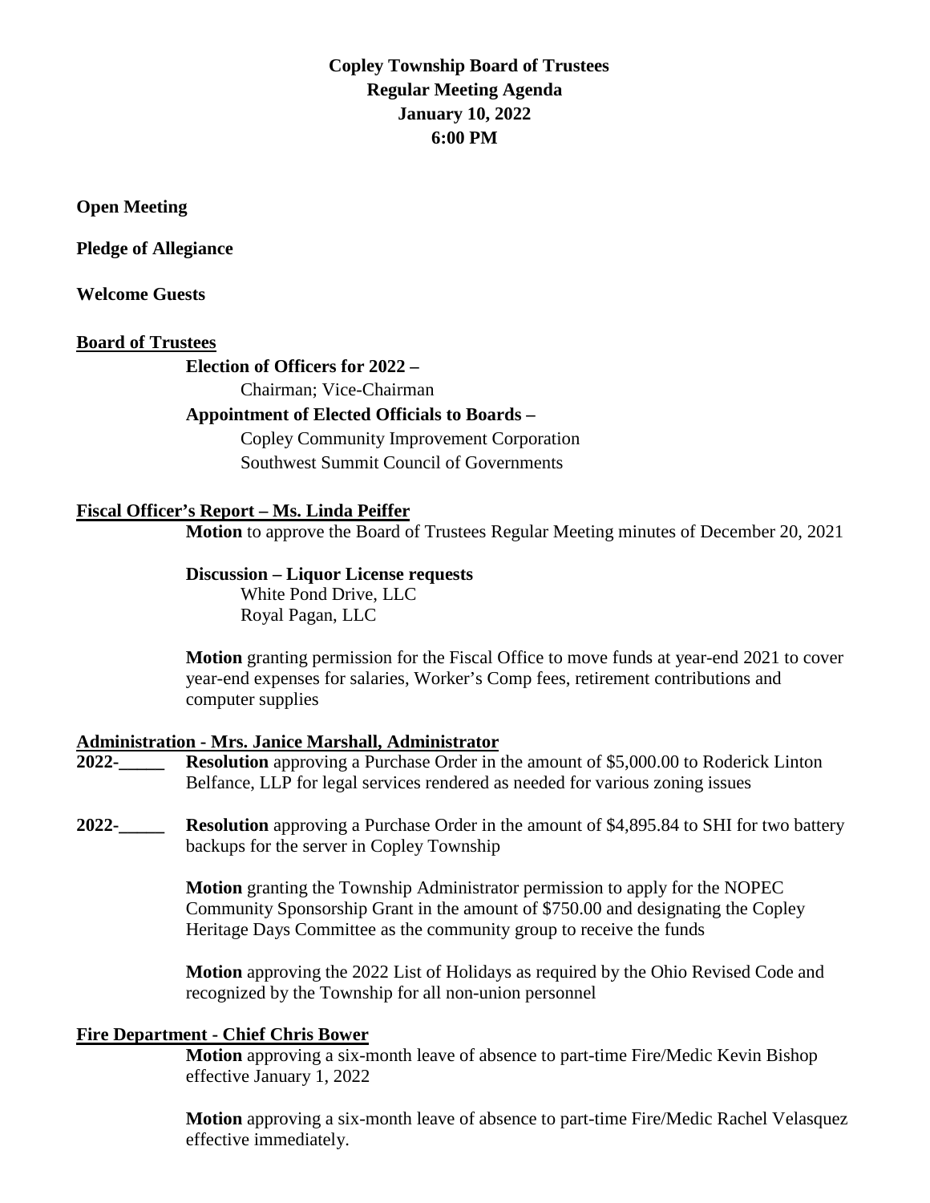**Copley Township Board of Trustees**
**Regular Meeting Agenda**
**January 10, 2022**
**6:00 PM**

**Open Meeting**

**Pledge of Allegiance**

**Welcome Guests**

**Board of Trustees**

**Election of Officers for 2022 –**

Chairman; Vice-Chairman

**Appointment of Elected Officials to Boards –**

Copley Community Improvement Corporation
Southwest Summit Council of Governments

**Fiscal Officer's Report – Ms. Linda Peiffer**

**Motion** to approve the Board of Trustees Regular Meeting minutes of December 20, 2021

**Discussion – Liquor License requests**

White Pond Drive, LLC
Royal Pagan, LLC

**Motion** granting permission for the Fiscal Office to move funds at year-end 2021 to cover year-end expenses for salaries, Worker's Comp fees, retirement contributions and computer supplies

**Administration - Mrs. Janice Marshall, Administrator**

**2022-_____** **Resolution** approving a Purchase Order in the amount of $5,000.00 to Roderick Linton Belfance, LLP for legal services rendered as needed for various zoning issues

**2022-_____** **Resolution** approving a Purchase Order in the amount of $4,895.84 to SHI for two battery backups for the server in Copley Township

**Motion** granting the Township Administrator permission to apply for the NOPEC Community Sponsorship Grant in the amount of $750.00 and designating the Copley Heritage Days Committee as the community group to receive the funds

**Motion** approving the 2022 List of Holidays as required by the Ohio Revised Code and recognized by the Township for all non-union personnel

**Fire Department - Chief Chris Bower**

**Motion** approving a six-month leave of absence to part-time Fire/Medic Kevin Bishop effective January 1, 2022

**Motion** approving a six-month leave of absence to part-time Fire/Medic Rachel Velasquez effective immediately.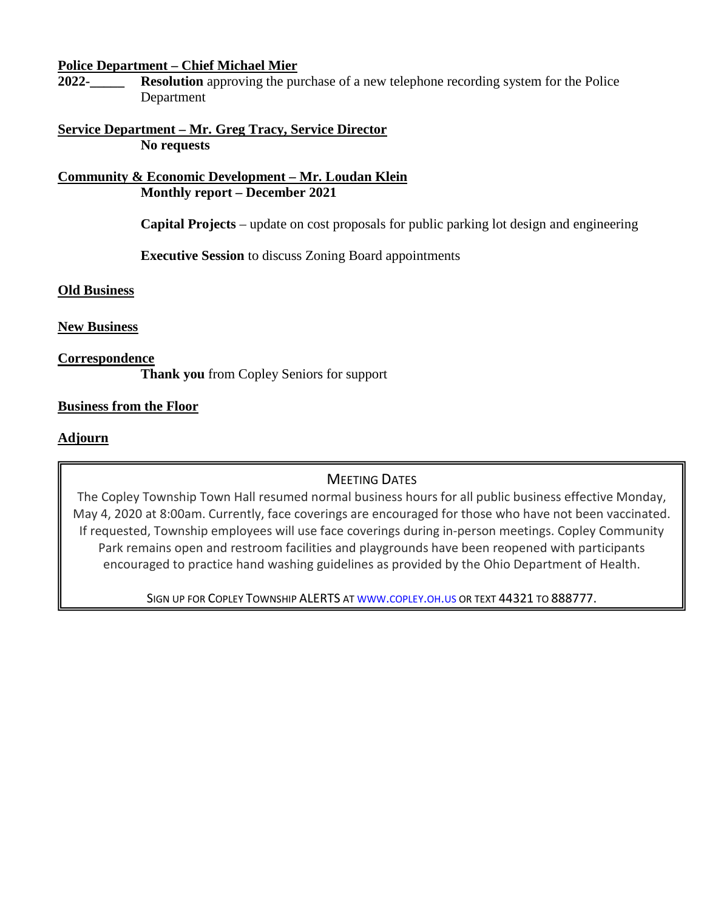**Police Department – Chief Michael Mier**

**2022-\_\_\_\_\_** **Resolution** approving the purchase of a new telephone recording system for the Police Department

**Service Department – Mr. Greg Tracy, Service Director**

**No requests**

**Community & Economic Development – Mr. Loudan Klein**

**Monthly report – December 2021**

**Capital Projects** – update on cost proposals for public parking lot design and engineering

**Executive Session** to discuss Zoning Board appointments

**Old Business**

**New Business**

**Correspondence**

**Thank you** from Copley Seniors for support

**Business from the Floor**

**Adjourn**

---

MEETING DATES

The Copley Township Town Hall resumed normal business hours for all public business effective Monday, May 4, 2020 at 8:00am. Currently, face coverings are encouraged for those who have not been vaccinated. If requested, Township employees will use face coverings during in-person meetings. Copley Community Park remains open and restroom facilities and playgrounds have been reopened with participants encouraged to practice hand washing guidelines as provided by the Ohio Department of Health.

SIGN UP FOR COPLEY TOWNSHIP ALERTS AT WWW.COPLEY.OH.US OR TEXT 44321 TO 888777.